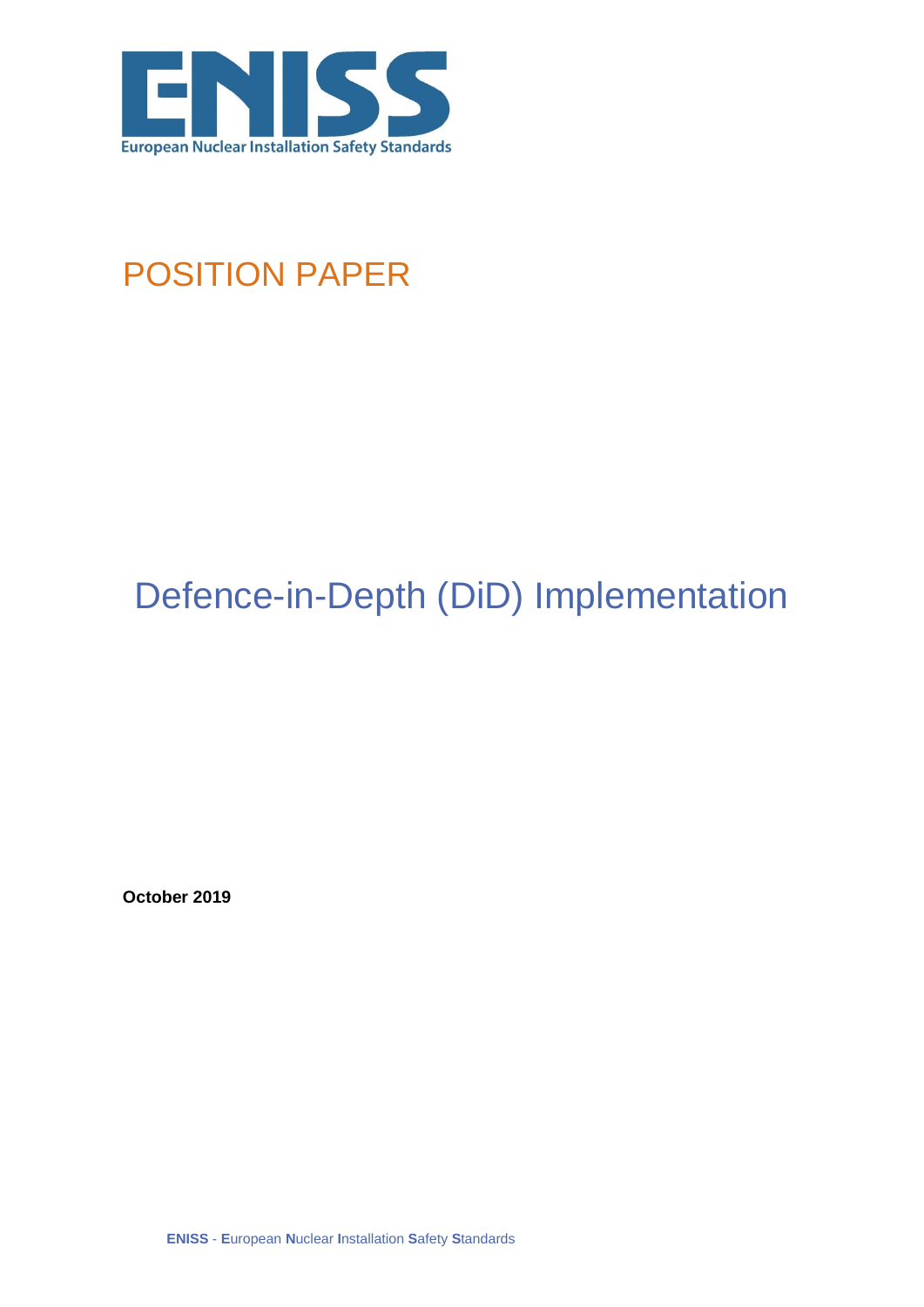ENISS

European Nuclear Installation Safety Standards

POSITION PAPER

# Defence-in-Depth (DiD) Implementation

**October 2019**

**ENISS** - **E**uropean **N**uclear **I**nstallation **S**afety **S**tandards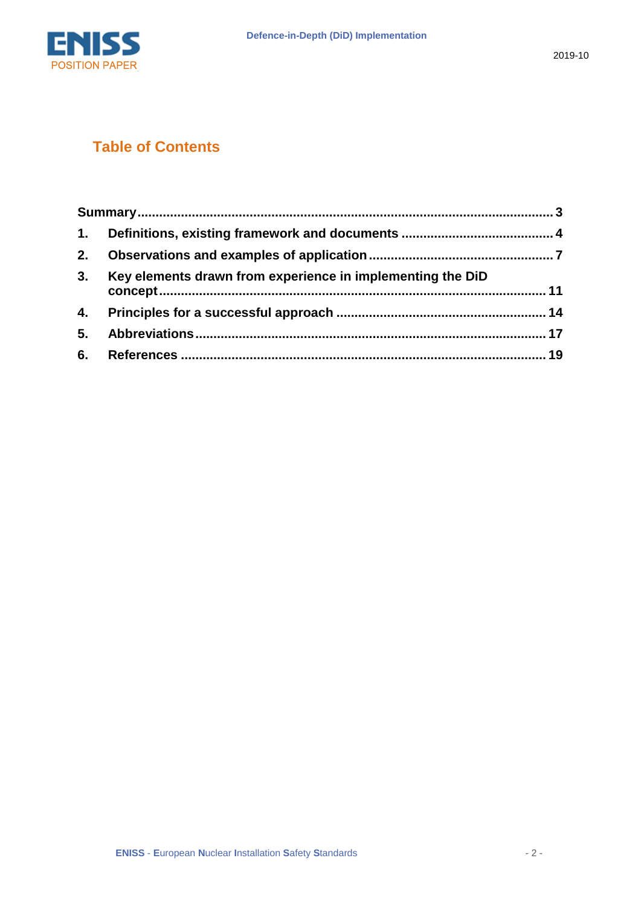## Table of Contents

Summary ........ 3

1. Definitions, existing framework and documents ........ 4
2. Observations and examples of application ........ 7
3. Key elements drawn from experience in implementing the DiD concept ........ 11
4. Principles for a successful approach ........ 14
5. Abbreviations ........ 17
6. References ........ 19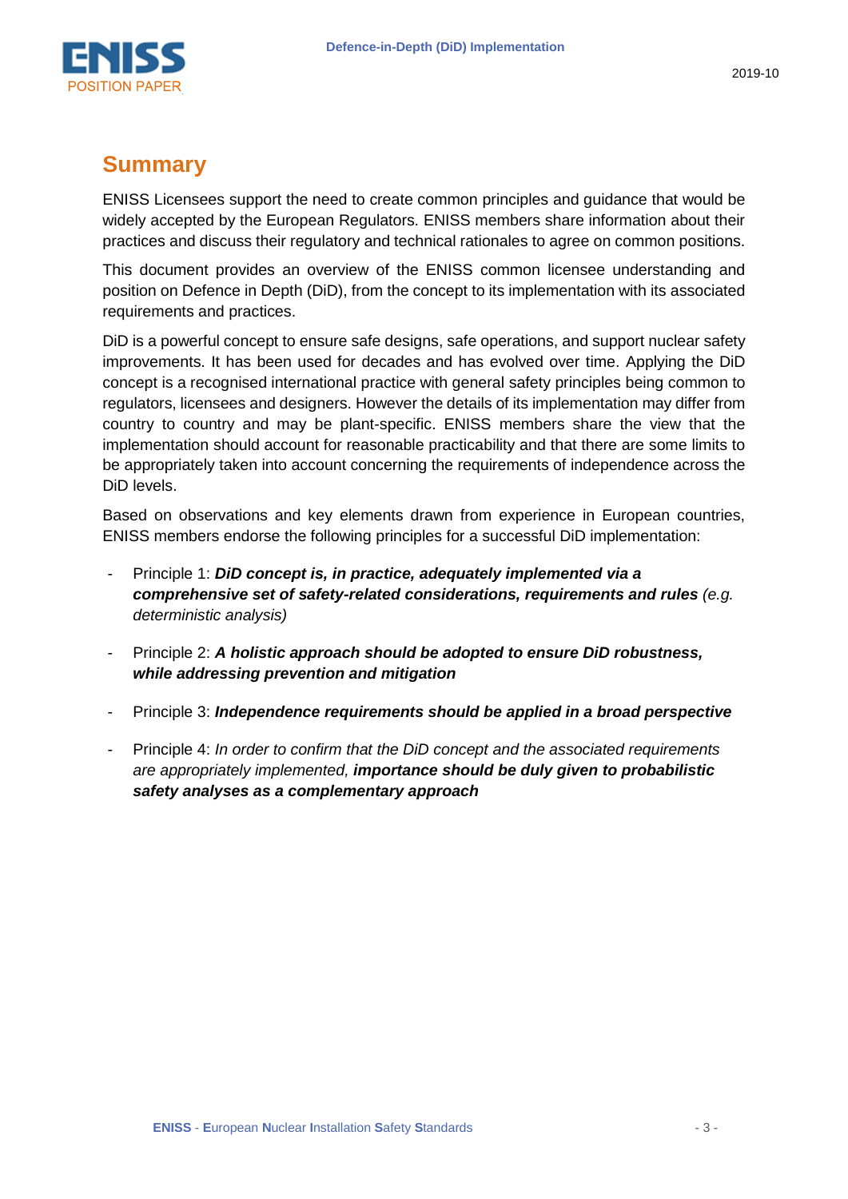## Summary

ENISS Licensees support the need to create common principles and guidance that would be widely accepted by the European Regulators. ENISS members share information about their practices and discuss their regulatory and technical rationales to agree on common positions.

This document provides an overview of the ENISS common licensee understanding and position on Defence in Depth (DiD), from the concept to its implementation with its associated requirements and practices.

DiD is a powerful concept to ensure safe designs, safe operations, and support nuclear safety improvements. It has been used for decades and has evolved over time. Applying the DiD concept is a recognised international practice with general safety principles being common to regulators, licensees and designers. However the details of its implementation may differ from country to country and may be plant-specific. ENISS members share the view that the implementation should account for reasonable practicability and that there are some limits to be appropriately taken into account concerning the requirements of independence across the DiD levels.

Based on observations and key elements drawn from experience in European countries, ENISS members endorse the following principles for a successful DiD implementation:

- Principle 1: ***DiD concept is, in practice, adequately implemented via a comprehensive set of safety-related considerations, requirements and rules*** *(e.g. deterministic analysis)*
- Principle 2: ***A holistic approach should be adopted to ensure DiD robustness, while addressing prevention and mitigation***
- Principle 3: ***Independence requirements should be applied in a broad perspective***
- Principle 4: *In order to confirm that the DiD concept and the associated requirements are appropriately implemented,* ***importance should be duly given to probabilistic safety analyses as a complementary approach***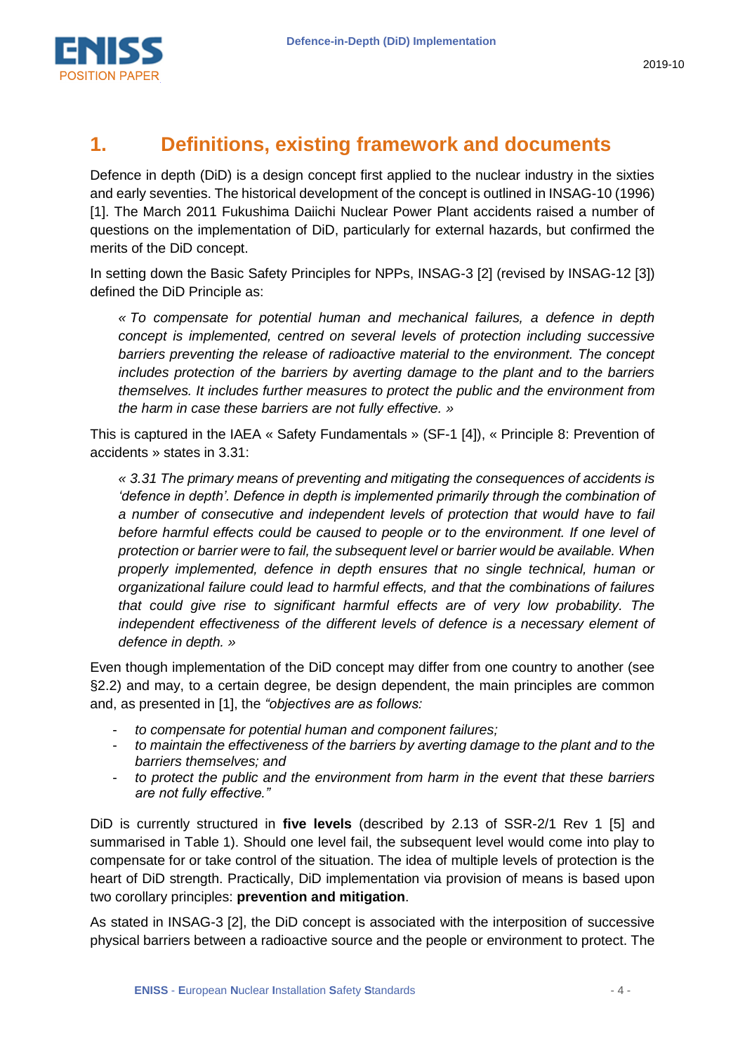# 1. Definitions, existing framework and documents

Defence in depth (DiD) is a design concept first applied to the nuclear industry in the sixties and early seventies. The historical development of the concept is outlined in INSAG-10 (1996) [1]. The March 2011 Fukushima Daiichi Nuclear Power Plant accidents raised a number of questions on the implementation of DiD, particularly for external hazards, but confirmed the merits of the DiD concept.

In setting down the Basic Safety Principles for NPPs, INSAG-3 [2] (revised by INSAG-12 [3]) defined the DiD Principle as:

> *« To compensate for potential human and mechanical failures, a defence in depth concept is implemented, centred on several levels of protection including successive barriers preventing the release of radioactive material to the environment. The concept includes protection of the barriers by averting damage to the plant and to the barriers themselves. It includes further measures to protect the public and the environment from the harm in case these barriers are not fully effective. »*

This is captured in the IAEA « Safety Fundamentals » (SF-1 [4]), « Principle 8: Prevention of accidents » states in 3.31:

> *« 3.31 The primary means of preventing and mitigating the consequences of accidents is 'defence in depth'. Defence in depth is implemented primarily through the combination of a number of consecutive and independent levels of protection that would have to fail before harmful effects could be caused to people or to the environment. If one level of protection or barrier were to fail, the subsequent level or barrier would be available. When properly implemented, defence in depth ensures that no single technical, human or organizational failure could lead to harmful effects, and that the combinations of failures that could give rise to significant harmful effects are of very low probability. The independent effectiveness of the different levels of defence is a necessary element of defence in depth. »*

Even though implementation of the DiD concept may differ from one country to another (see §2.2) and may, to a certain degree, be design dependent, the main principles are common and, as presented in [1], the *"objectives are as follows:*

- *to compensate for potential human and component failures;*
- *to maintain the effectiveness of the barriers by averting damage to the plant and to the barriers themselves; and*
- *to protect the public and the environment from harm in the event that these barriers are not fully effective."*

DiD is currently structured in **five levels** (described by 2.13 of SSR-2/1 Rev 1 [5] and summarised in Table 1). Should one level fail, the subsequent level would come into play to compensate for or take control of the situation. The idea of multiple levels of protection is the heart of DiD strength. Practically, DiD implementation via provision of means is based upon two corollary principles: **prevention and mitigation**.

As stated in INSAG-3 [2], the DiD concept is associated with the interposition of successive physical barriers between a radioactive source and the people or environment to protect. The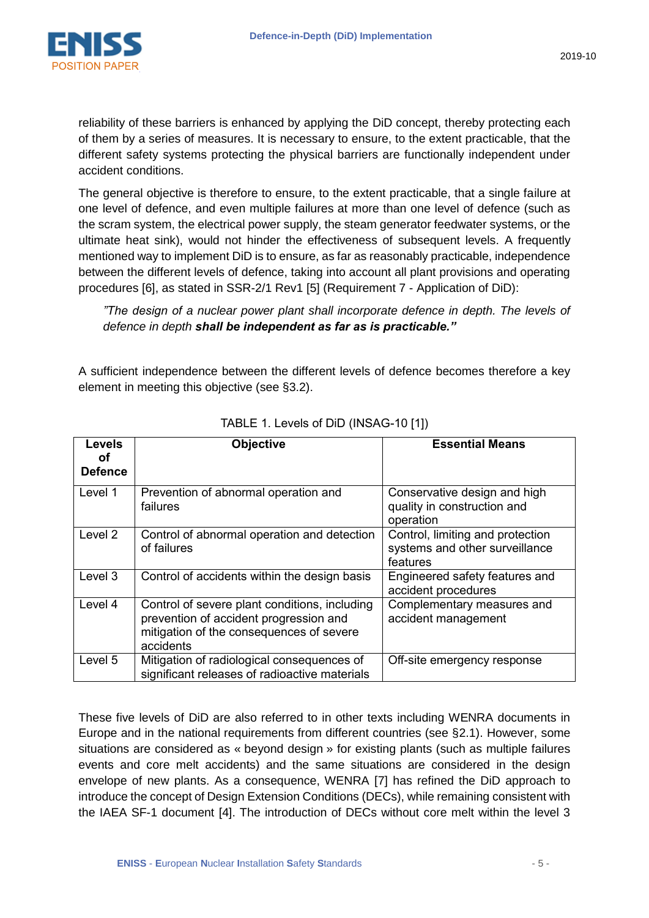reliability of these barriers is enhanced by applying the DiD concept, thereby protecting each of them by a series of measures. It is necessary to ensure, to the extent practicable, that the different safety systems protecting the physical barriers are functionally independent under accident conditions.

The general objective is therefore to ensure, to the extent practicable, that a single failure at one level of defence, and even multiple failures at more than one level of defence (such as the scram system, the electrical power supply, the steam generator feedwater systems, or the ultimate heat sink), would not hinder the effectiveness of subsequent levels. A frequently mentioned way to implement DiD is to ensure, as far as reasonably practicable, independence between the different levels of defence, taking into account all plant provisions and operating procedures [6], as stated in SSR-2/1 Rev1 [5] (Requirement 7 - Application of DiD):

> *"The design of a nuclear power plant shall incorporate defence in depth. The levels of defence in depth* ***shall be independent as far as is practicable."***

A sufficient independence between the different levels of defence becomes therefore a key element in meeting this objective (see §3.2).

TABLE 1. Levels of DiD (INSAG-10 [1])

| Levels of Defence | Objective | Essential Means |
|---|---|---|
| Level 1 | Prevention of abnormal operation and failures | Conservative design and high quality in construction and operation |
| Level 2 | Control of abnormal operation and detection of failures | Control, limiting and protection systems and other surveillance features |
| Level 3 | Control of accidents within the design basis | Engineered safety features and accident procedures |
| Level 4 | Control of severe plant conditions, including prevention of accident progression and mitigation of the consequences of severe accidents | Complementary measures and accident management |
| Level 5 | Mitigation of radiological consequences of significant releases of radioactive materials | Off-site emergency response |

These five levels of DiD are also referred to in other texts including WENRA documents in Europe and in the national requirements from different countries (see §2.1). However, some situations are considered as « beyond design » for existing plants (such as multiple failures events and core melt accidents) and the same situations are considered in the design envelope of new plants. As a consequence, WENRA [7] has refined the DiD approach to introduce the concept of Design Extension Conditions (DECs), while remaining consistent with the IAEA SF-1 document [4]. The introduction of DECs without core melt within the level 3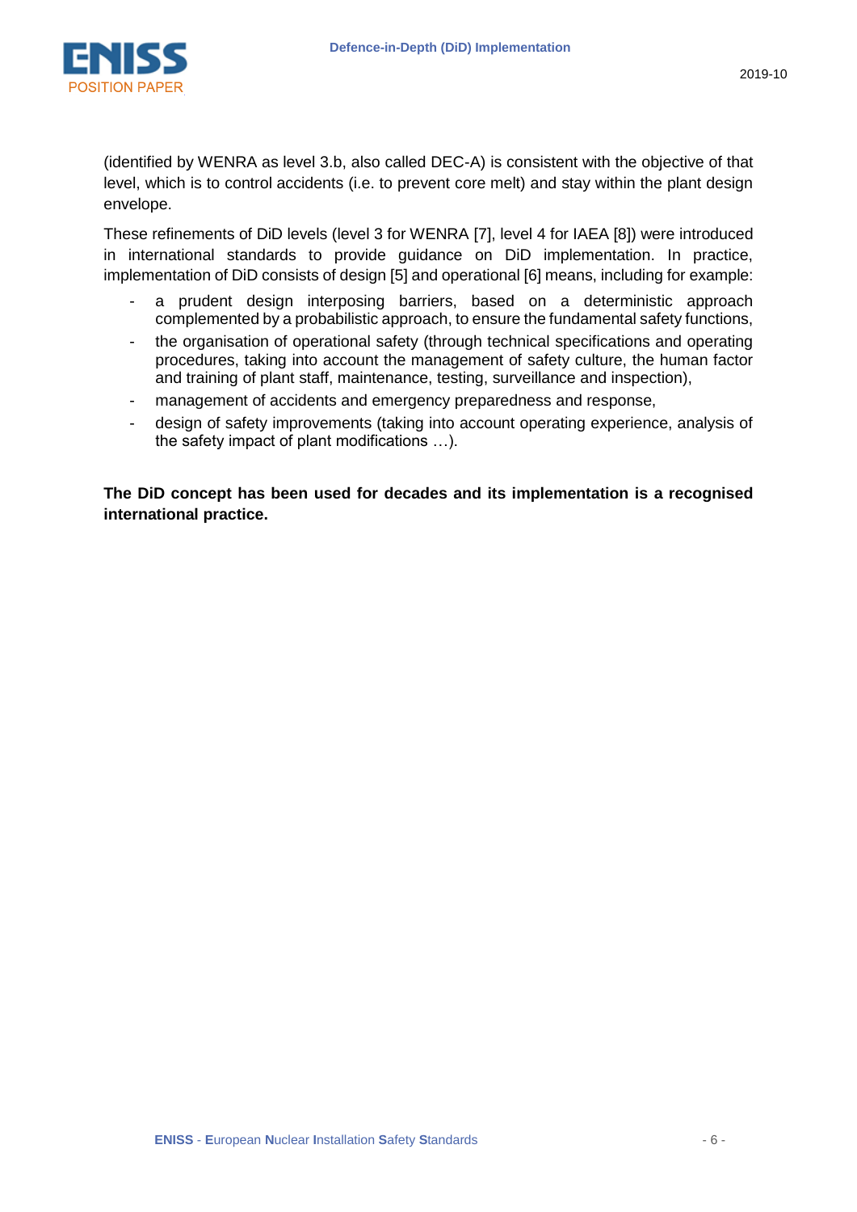(identified by WENRA as level 3.b, also called DEC-A) is consistent with the objective of that level, which is to control accidents (i.e. to prevent core melt) and stay within the plant design envelope.

These refinements of DiD levels (level 3 for WENRA [7], level 4 for IAEA [8]) were introduced in international standards to provide guidance on DiD implementation. In practice, implementation of DiD consists of design [5] and operational [6] means, including for example:

- a prudent design interposing barriers, based on a deterministic approach complemented by a probabilistic approach, to ensure the fundamental safety functions,
- the organisation of operational safety (through technical specifications and operating procedures, taking into account the management of safety culture, the human factor and training of plant staff, maintenance, testing, surveillance and inspection),
- management of accidents and emergency preparedness and response,
- design of safety improvements (taking into account operating experience, analysis of the safety impact of plant modifications …).

**The DiD concept has been used for decades and its implementation is a recognised international practice.**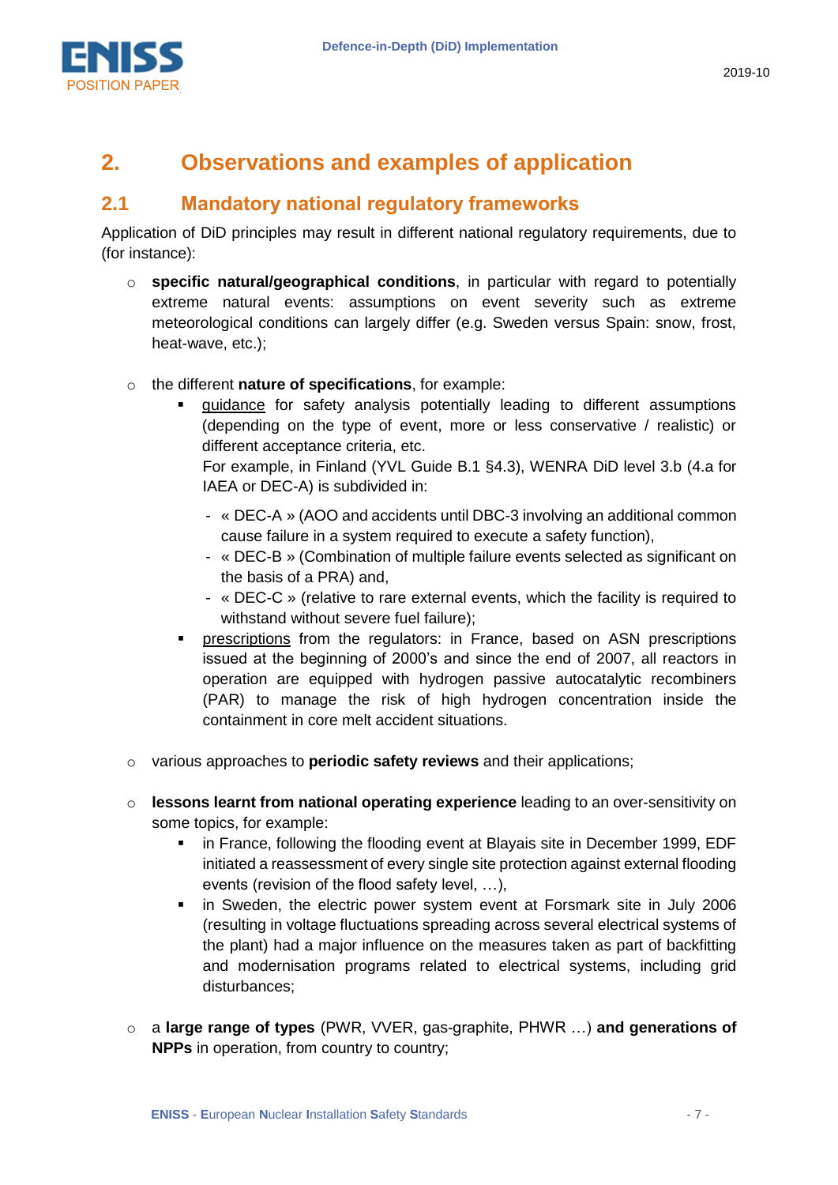# 2. Observations and examples of application

## 2.1 Mandatory national regulatory frameworks

Application of DiD principles may result in different national regulatory requirements, due to (for instance):

- **specific natural/geographical conditions**, in particular with regard to potentially extreme natural events: assumptions on event severity such as extreme meteorological conditions can largely differ (e.g. Sweden versus Spain: snow, frost, heat-wave, etc.);

- the different **nature of specifications**, for example:
  - guidance for safety analysis potentially leading to different assumptions (depending on the type of event, more or less conservative / realistic) or different acceptance criteria, etc.

    For example, in Finland (YVL Guide B.1 §4.3), WENRA DiD level 3.b (4.a for IAEA or DEC-A) is subdivided in:

    - « DEC-A » (AOO and accidents until DBC-3 involving an additional common cause failure in a system required to execute a safety function),
    - « DEC-B » (Combination of multiple failure events selected as significant on the basis of a PRA) and,
    - « DEC-C » (relative to rare external events, which the facility is required to withstand without severe fuel failure);
  - prescriptions from the regulators: in France, based on ASN prescriptions issued at the beginning of 2000's and since the end of 2007, all reactors in operation are equipped with hydrogen passive autocatalytic recombiners (PAR) to manage the risk of high hydrogen concentration inside the containment in core melt accident situations.

- various approaches to **periodic safety reviews** and their applications;

- **lessons learnt from national operating experience** leading to an over-sensitivity on some topics, for example:
  - in France, following the flooding event at Blayais site in December 1999, EDF initiated a reassessment of every single site protection against external flooding events (revision of the flood safety level, …),
  - in Sweden, the electric power system event at Forsmark site in July 2006 (resulting in voltage fluctuations spreading across several electrical systems of the plant) had a major influence on the measures taken as part of backfitting and modernisation programs related to electrical systems, including grid disturbances;

- a **large range of types** (PWR, VVER, gas-graphite, PHWR …) **and generations of NPPs** in operation, from country to country;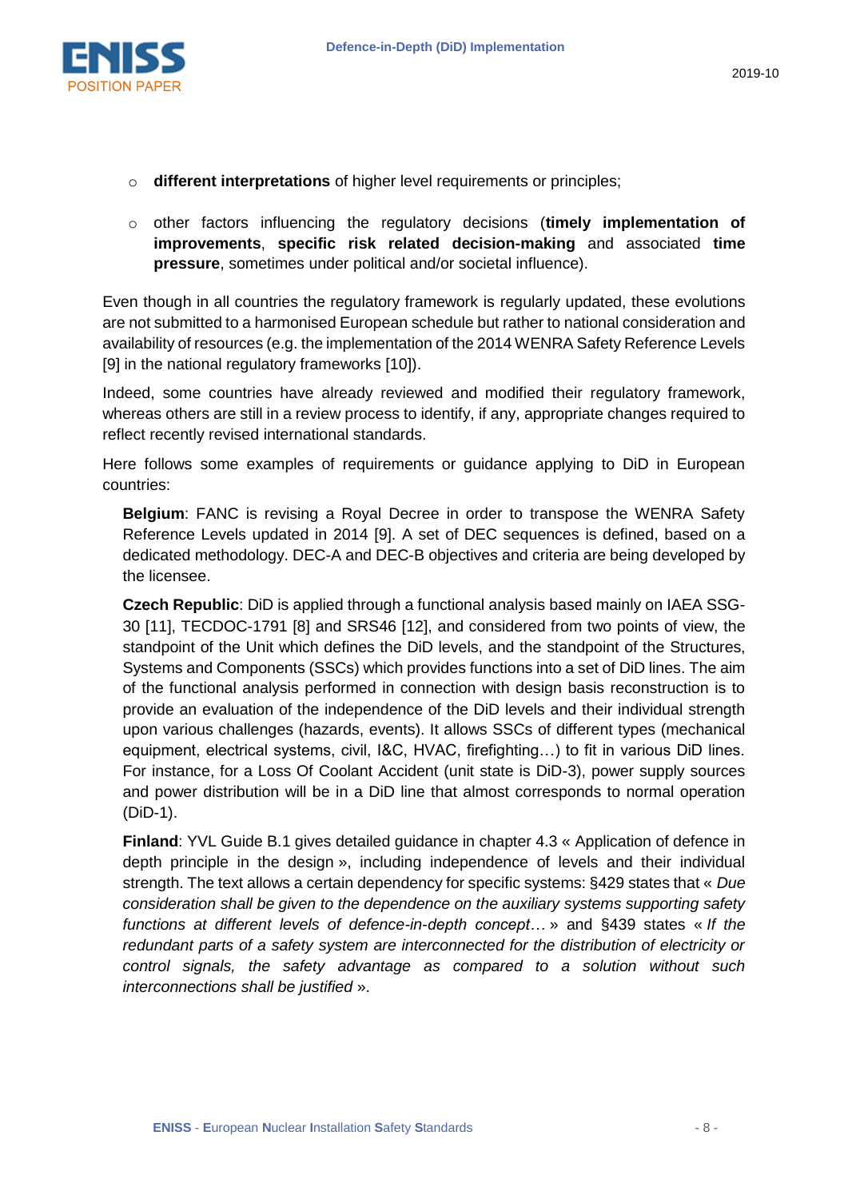- **different interpretations** of higher level requirements or principles;
- other factors influencing the regulatory decisions (**timely implementation of improvements**, **specific risk related decision-making** and associated **time pressure**, sometimes under political and/or societal influence).

Even though in all countries the regulatory framework is regularly updated, these evolutions are not submitted to a harmonised European schedule but rather to national consideration and availability of resources (e.g. the implementation of the 2014 WENRA Safety Reference Levels [9] in the national regulatory frameworks [10]).

Indeed, some countries have already reviewed and modified their regulatory framework, whereas others are still in a review process to identify, if any, appropriate changes required to reflect recently revised international standards.

Here follows some examples of requirements or guidance applying to DiD in European countries:

**Belgium**: FANC is revising a Royal Decree in order to transpose the WENRA Safety Reference Levels updated in 2014 [9]. A set of DEC sequences is defined, based on a dedicated methodology. DEC-A and DEC-B objectives and criteria are being developed by the licensee.

**Czech Republic**: DiD is applied through a functional analysis based mainly on IAEA SSG-30 [11], TECDOC-1791 [8] and SRS46 [12], and considered from two points of view, the standpoint of the Unit which defines the DiD levels, and the standpoint of the Structures, Systems and Components (SSCs) which provides functions into a set of DiD lines. The aim of the functional analysis performed in connection with design basis reconstruction is to provide an evaluation of the independence of the DiD levels and their individual strength upon various challenges (hazards, events). It allows SSCs of different types (mechanical equipment, electrical systems, civil, I&C, HVAC, firefighting…) to fit in various DiD lines. For instance, for a Loss Of Coolant Accident (unit state is DiD-3), power supply sources and power distribution will be in a DiD line that almost corresponds to normal operation (DiD-1).

**Finland**: YVL Guide B.1 gives detailed guidance in chapter 4.3 « Application of defence in depth principle in the design », including independence of levels and their individual strength. The text allows a certain dependency for specific systems: §429 states that « *Due consideration shall be given to the dependence on the auxiliary systems supporting safety functions at different levels of defence-in-depth concept…* » and §439 states « *If the redundant parts of a safety system are interconnected for the distribution of electricity or control signals, the safety advantage as compared to a solution without such interconnections shall be justified* ».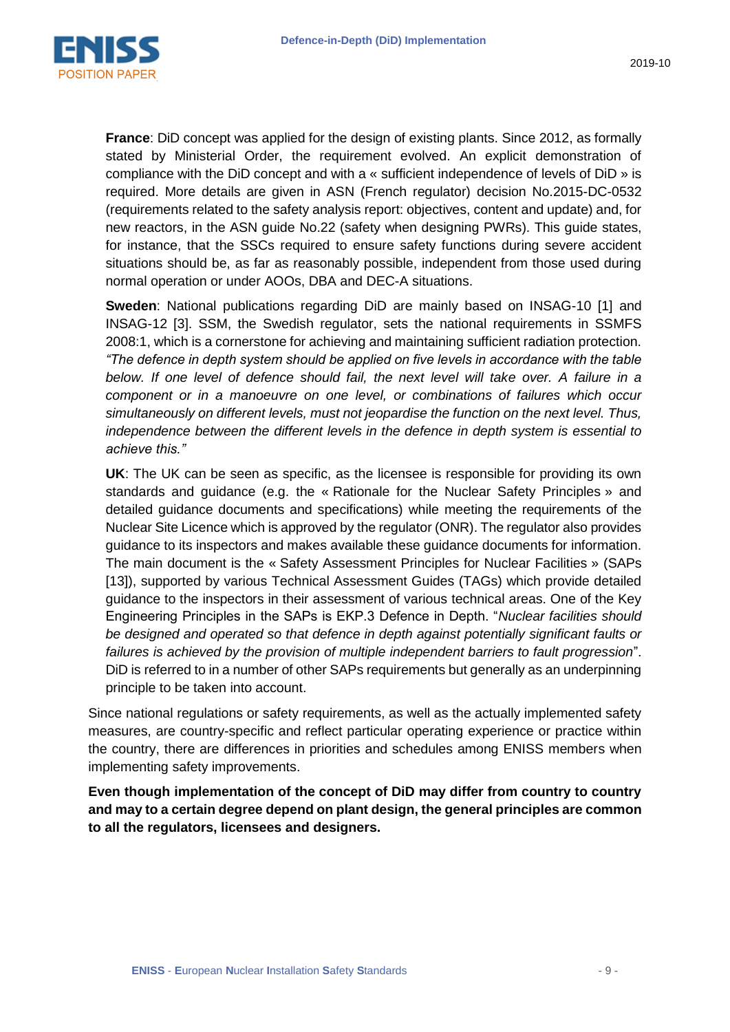**France**: DiD concept was applied for the design of existing plants. Since 2012, as formally stated by Ministerial Order, the requirement evolved. An explicit demonstration of compliance with the DiD concept and with a « sufficient independence of levels of DiD » is required. More details are given in ASN (French regulator) decision No.2015-DC-0532 (requirements related to the safety analysis report: objectives, content and update) and, for new reactors, in the ASN guide No.22 (safety when designing PWRs). This guide states, for instance, that the SSCs required to ensure safety functions during severe accident situations should be, as far as reasonably possible, independent from those used during normal operation or under AOOs, DBA and DEC-A situations.

**Sweden**: National publications regarding DiD are mainly based on INSAG-10 [1] and INSAG-12 [3]. SSM, the Swedish regulator, sets the national requirements in SSMFS 2008:1, which is a cornerstone for achieving and maintaining sufficient radiation protection. *"The defence in depth system should be applied on five levels in accordance with the table below. If one level of defence should fail, the next level will take over. A failure in a component or in a manoeuvre on one level, or combinations of failures which occur simultaneously on different levels, must not jeopardise the function on the next level. Thus, independence between the different levels in the defence in depth system is essential to achieve this."*

**UK**: The UK can be seen as specific, as the licensee is responsible for providing its own standards and guidance (e.g. the « Rationale for the Nuclear Safety Principles » and detailed guidance documents and specifications) while meeting the requirements of the Nuclear Site Licence which is approved by the regulator (ONR). The regulator also provides guidance to its inspectors and makes available these guidance documents for information. The main document is the « Safety Assessment Principles for Nuclear Facilities » (SAPs [13]), supported by various Technical Assessment Guides (TAGs) which provide detailed guidance to the inspectors in their assessment of various technical areas. One of the Key Engineering Principles in the SAPs is EKP.3 Defence in Depth. "*Nuclear facilities should be designed and operated so that defence in depth against potentially significant faults or failures is achieved by the provision of multiple independent barriers to fault progression*". DiD is referred to in a number of other SAPs requirements but generally as an underpinning principle to be taken into account.

Since national regulations or safety requirements, as well as the actually implemented safety measures, are country-specific and reflect particular operating experience or practice within the country, there are differences in priorities and schedules among ENISS members when implementing safety improvements.

**Even though implementation of the concept of DiD may differ from country to country and may to a certain degree depend on plant design, the general principles are common to all the regulators, licensees and designers.**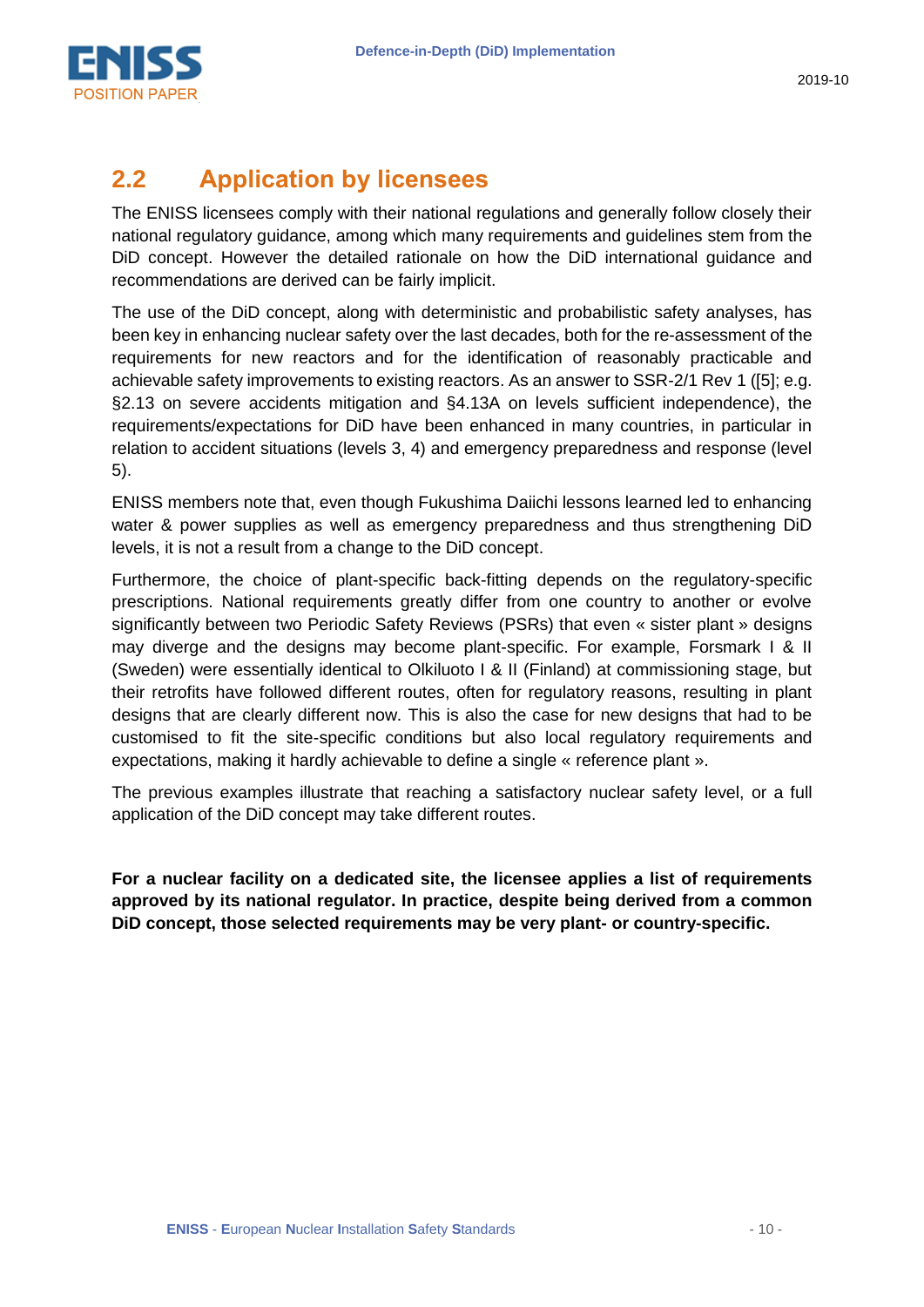## 2.2 Application by licensees

The ENISS licensees comply with their national regulations and generally follow closely their national regulatory guidance, among which many requirements and guidelines stem from the DiD concept. However the detailed rationale on how the DiD international guidance and recommendations are derived can be fairly implicit.

The use of the DiD concept, along with deterministic and probabilistic safety analyses, has been key in enhancing nuclear safety over the last decades, both for the re-assessment of the requirements for new reactors and for the identification of reasonably practicable and achievable safety improvements to existing reactors. As an answer to SSR-2/1 Rev 1 ([5]; e.g. §2.13 on severe accidents mitigation and §4.13A on levels sufficient independence), the requirements/expectations for DiD have been enhanced in many countries, in particular in relation to accident situations (levels 3, 4) and emergency preparedness and response (level 5).

ENISS members note that, even though Fukushima Daiichi lessons learned led to enhancing water & power supplies as well as emergency preparedness and thus strengthening DiD levels, it is not a result from a change to the DiD concept.

Furthermore, the choice of plant-specific back-fitting depends on the regulatory-specific prescriptions. National requirements greatly differ from one country to another or evolve significantly between two Periodic Safety Reviews (PSRs) that even « sister plant » designs may diverge and the designs may become plant-specific. For example, Forsmark I & II (Sweden) were essentially identical to Olkiluoto I & II (Finland) at commissioning stage, but their retrofits have followed different routes, often for regulatory reasons, resulting in plant designs that are clearly different now. This is also the case for new designs that had to be customised to fit the site-specific conditions but also local regulatory requirements and expectations, making it hardly achievable to define a single « reference plant ».

The previous examples illustrate that reaching a satisfactory nuclear safety level, or a full application of the DiD concept may take different routes.

**For a nuclear facility on a dedicated site, the licensee applies a list of requirements approved by its national regulator. In practice, despite being derived from a common DiD concept, those selected requirements may be very plant- or country-specific.**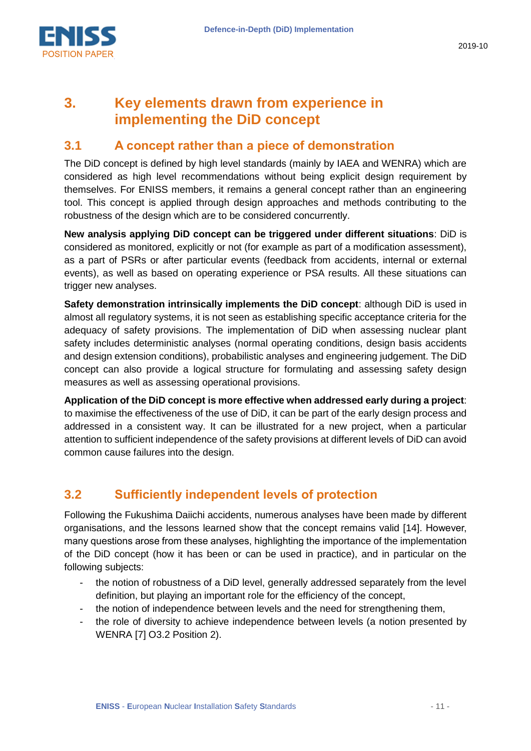# 3. Key elements drawn from experience in implementing the DiD concept

## 3.1 A concept rather than a piece of demonstration

The DiD concept is defined by high level standards (mainly by IAEA and WENRA) which are considered as high level recommendations without being explicit design requirement by themselves. For ENISS members, it remains a general concept rather than an engineering tool. This concept is applied through design approaches and methods contributing to the robustness of the design which are to be considered concurrently.

**New analysis applying DiD concept can be triggered under different situations**: DiD is considered as monitored, explicitly or not (for example as part of a modification assessment), as a part of PSRs or after particular events (feedback from accidents, internal or external events), as well as based on operating experience or PSA results. All these situations can trigger new analyses.

**Safety demonstration intrinsically implements the DiD concept**: although DiD is used in almost all regulatory systems, it is not seen as establishing specific acceptance criteria for the adequacy of safety provisions. The implementation of DiD when assessing nuclear plant safety includes deterministic analyses (normal operating conditions, design basis accidents and design extension conditions), probabilistic analyses and engineering judgement. The DiD concept can also provide a logical structure for formulating and assessing safety design measures as well as assessing operational provisions.

**Application of the DiD concept is more effective when addressed early during a project**: to maximise the effectiveness of the use of DiD, it can be part of the early design process and addressed in a consistent way. It can be illustrated for a new project, when a particular attention to sufficient independence of the safety provisions at different levels of DiD can avoid common cause failures into the design.

## 3.2 Sufficiently independent levels of protection

Following the Fukushima Daiichi accidents, numerous analyses have been made by different organisations, and the lessons learned show that the concept remains valid [14]. However, many questions arose from these analyses, highlighting the importance of the implementation of the DiD concept (how it has been or can be used in practice), and in particular on the following subjects:

- the notion of robustness of a DiD level, generally addressed separately from the level definition, but playing an important role for the efficiency of the concept,
- the notion of independence between levels and the need for strengthening them,
- the role of diversity to achieve independence between levels (a notion presented by WENRA [7] O3.2 Position 2).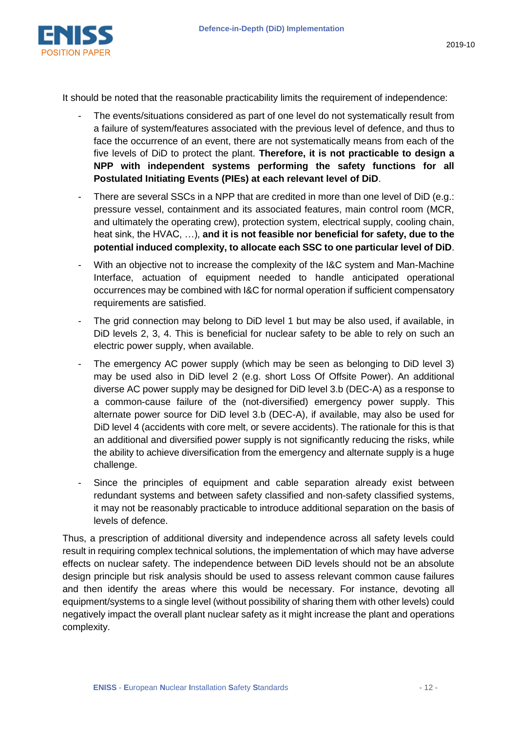It should be noted that the reasonable practicability limits the requirement of independence:

- The events/situations considered as part of one level do not systematically result from a failure of system/features associated with the previous level of defence, and thus to face the occurrence of an event, there are not systematically means from each of the five levels of DiD to protect the plant. **Therefore, it is not practicable to design a NPP with independent systems performing the safety functions for all Postulated Initiating Events (PIEs) at each relevant level of DiD**.
- There are several SSCs in a NPP that are credited in more than one level of DiD (e.g.: pressure vessel, containment and its associated features, main control room (MCR, and ultimately the operating crew), protection system, electrical supply, cooling chain, heat sink, the HVAC, …), **and it is not feasible nor beneficial for safety, due to the potential induced complexity, to allocate each SSC to one particular level of DiD**.
- With an objective not to increase the complexity of the I&C system and Man-Machine Interface, actuation of equipment needed to handle anticipated operational occurrences may be combined with I&C for normal operation if sufficient compensatory requirements are satisfied.
- The grid connection may belong to DiD level 1 but may be also used, if available, in DiD levels 2, 3, 4. This is beneficial for nuclear safety to be able to rely on such an electric power supply, when available.
- The emergency AC power supply (which may be seen as belonging to DiD level 3) may be used also in DiD level 2 (e.g. short Loss Of Offsite Power). An additional diverse AC power supply may be designed for DiD level 3.b (DEC-A) as a response to a common-cause failure of the (not-diversified) emergency power supply. This alternate power source for DiD level 3.b (DEC-A), if available, may also be used for DiD level 4 (accidents with core melt, or severe accidents). The rationale for this is that an additional and diversified power supply is not significantly reducing the risks, while the ability to achieve diversification from the emergency and alternate supply is a huge challenge.
- Since the principles of equipment and cable separation already exist between redundant systems and between safety classified and non-safety classified systems, it may not be reasonably practicable to introduce additional separation on the basis of levels of defence.

Thus, a prescription of additional diversity and independence across all safety levels could result in requiring complex technical solutions, the implementation of which may have adverse effects on nuclear safety. The independence between DiD levels should not be an absolute design principle but risk analysis should be used to assess relevant common cause failures and then identify the areas where this would be necessary. For instance, devoting all equipment/systems to a single level (without possibility of sharing them with other levels) could negatively impact the overall plant nuclear safety as it might increase the plant and operations complexity.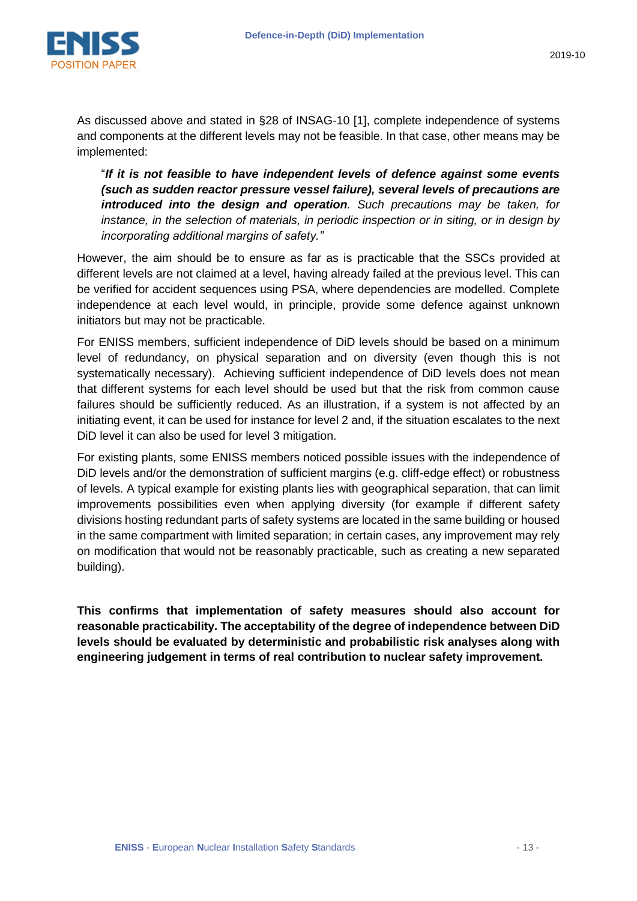As discussed above and stated in §28 of INSAG-10 [1], complete independence of systems and components at the different levels may not be feasible. In that case, other means may be implemented:

> "***If it is not feasible to have independent levels of defence against some events (such as sudden reactor pressure vessel failure), several levels of precautions are introduced into the design and operation****. Such precautions may be taken, for instance, in the selection of materials, in periodic inspection or in siting, or in design by incorporating additional margins of safety."*

However, the aim should be to ensure as far as is practicable that the SSCs provided at different levels are not claimed at a level, having already failed at the previous level. This can be verified for accident sequences using PSA, where dependencies are modelled. Complete independence at each level would, in principle, provide some defence against unknown initiators but may not be practicable.

For ENISS members, sufficient independence of DiD levels should be based on a minimum level of redundancy, on physical separation and on diversity (even though this is not systematically necessary). Achieving sufficient independence of DiD levels does not mean that different systems for each level should be used but that the risk from common cause failures should be sufficiently reduced. As an illustration, if a system is not affected by an initiating event, it can be used for instance for level 2 and, if the situation escalates to the next DiD level it can also be used for level 3 mitigation.

For existing plants, some ENISS members noticed possible issues with the independence of DiD levels and/or the demonstration of sufficient margins (e.g. cliff-edge effect) or robustness of levels. A typical example for existing plants lies with geographical separation, that can limit improvements possibilities even when applying diversity (for example if different safety divisions hosting redundant parts of safety systems are located in the same building or housed in the same compartment with limited separation; in certain cases, any improvement may rely on modification that would not be reasonably practicable, such as creating a new separated building).

**This confirms that implementation of safety measures should also account for reasonable practicability. The acceptability of the degree of independence between DiD levels should be evaluated by deterministic and probabilistic risk analyses along with engineering judgement in terms of real contribution to nuclear safety improvement.**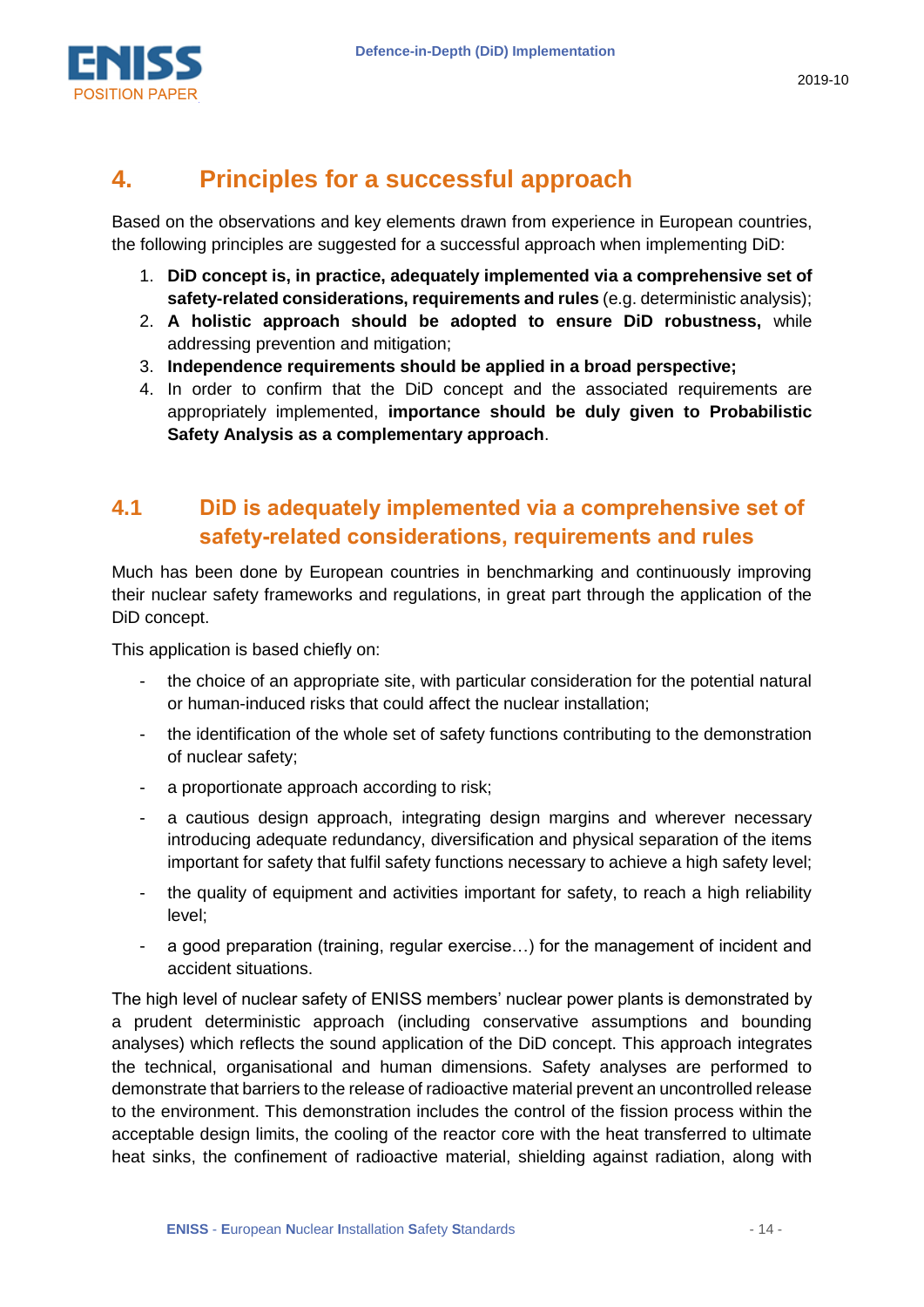## 4. Principles for a successful approach

Based on the observations and key elements drawn from experience in European countries, the following principles are suggested for a successful approach when implementing DiD:

1. **DiD concept is, in practice, adequately implemented via a comprehensive set of safety-related considerations, requirements and rules** (e.g. deterministic analysis);
2. **A holistic approach should be adopted to ensure DiD robustness,** while addressing prevention and mitigation;
3. **Independence requirements should be applied in a broad perspective;**
4. In order to confirm that the DiD concept and the associated requirements are appropriately implemented, **importance should be duly given to Probabilistic Safety Analysis as a complementary approach**.

### 4.1 DiD is adequately implemented via a comprehensive set of safety-related considerations, requirements and rules

Much has been done by European countries in benchmarking and continuously improving their nuclear safety frameworks and regulations, in great part through the application of the DiD concept.

This application is based chiefly on:

- the choice of an appropriate site, with particular consideration for the potential natural or human-induced risks that could affect the nuclear installation;
- the identification of the whole set of safety functions contributing to the demonstration of nuclear safety;
- a proportionate approach according to risk;
- a cautious design approach, integrating design margins and wherever necessary introducing adequate redundancy, diversification and physical separation of the items important for safety that fulfil safety functions necessary to achieve a high safety level;
- the quality of equipment and activities important for safety, to reach a high reliability level;
- a good preparation (training, regular exercise…) for the management of incident and accident situations.

The high level of nuclear safety of ENISS members' nuclear power plants is demonstrated by a prudent deterministic approach (including conservative assumptions and bounding analyses) which reflects the sound application of the DiD concept. This approach integrates the technical, organisational and human dimensions. Safety analyses are performed to demonstrate that barriers to the release of radioactive material prevent an uncontrolled release to the environment. This demonstration includes the control of the fission process within the acceptable design limits, the cooling of the reactor core with the heat transferred to ultimate heat sinks, the confinement of radioactive material, shielding against radiation, along with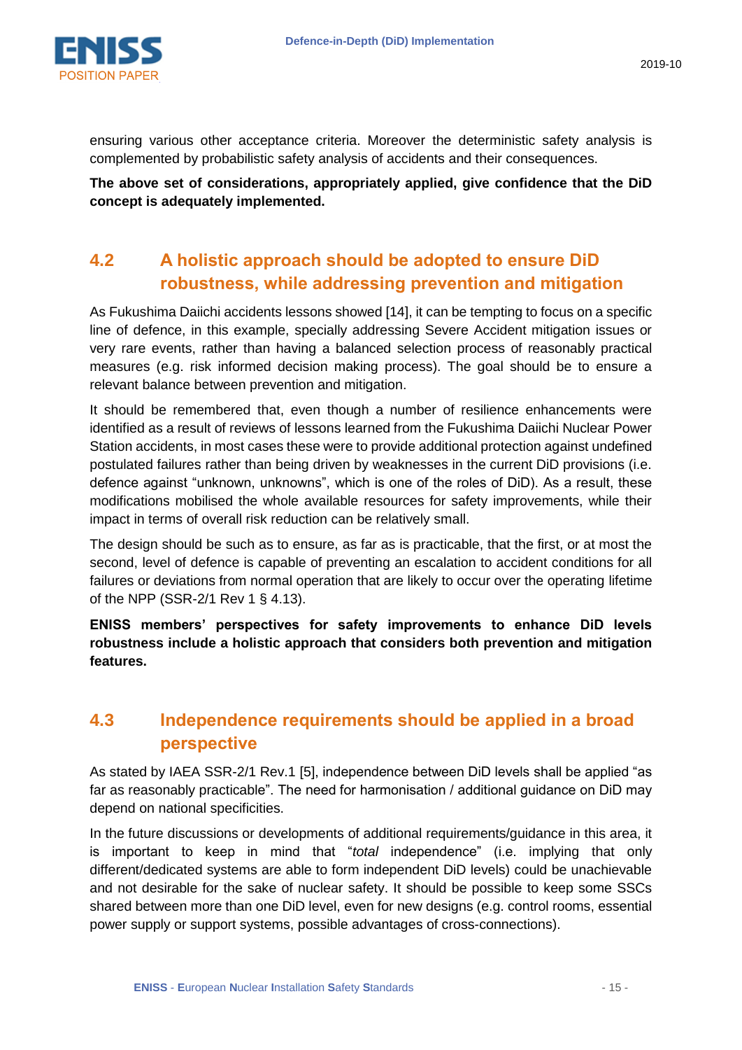ensuring various other acceptance criteria. Moreover the deterministic safety analysis is complemented by probabilistic safety analysis of accidents and their consequences.

**The above set of considerations, appropriately applied, give confidence that the DiD concept is adequately implemented.**

## 4.2 A holistic approach should be adopted to ensure DiD robustness, while addressing prevention and mitigation

As Fukushima Daiichi accidents lessons showed [14], it can be tempting to focus on a specific line of defence, in this example, specially addressing Severe Accident mitigation issues or very rare events, rather than having a balanced selection process of reasonably practical measures (e.g. risk informed decision making process). The goal should be to ensure a relevant balance between prevention and mitigation.

It should be remembered that, even though a number of resilience enhancements were identified as a result of reviews of lessons learned from the Fukushima Daiichi Nuclear Power Station accidents, in most cases these were to provide additional protection against undefined postulated failures rather than being driven by weaknesses in the current DiD provisions (i.e. defence against "unknown, unknowns", which is one of the roles of DiD). As a result, these modifications mobilised the whole available resources for safety improvements, while their impact in terms of overall risk reduction can be relatively small.

The design should be such as to ensure, as far as is practicable, that the first, or at most the second, level of defence is capable of preventing an escalation to accident conditions for all failures or deviations from normal operation that are likely to occur over the operating lifetime of the NPP (SSR-2/1 Rev 1 § 4.13).

**ENISS members' perspectives for safety improvements to enhance DiD levels robustness include a holistic approach that considers both prevention and mitigation features.**

## 4.3 Independence requirements should be applied in a broad perspective

As stated by IAEA SSR-2/1 Rev.1 [5], independence between DiD levels shall be applied "as far as reasonably practicable". The need for harmonisation / additional guidance on DiD may depend on national specificities.

In the future discussions or developments of additional requirements/guidance in this area, it is important to keep in mind that "*total* independence" (i.e. implying that only different/dedicated systems are able to form independent DiD levels) could be unachievable and not desirable for the sake of nuclear safety. It should be possible to keep some SSCs shared between more than one DiD level, even for new designs (e.g. control rooms, essential power supply or support systems, possible advantages of cross-connections).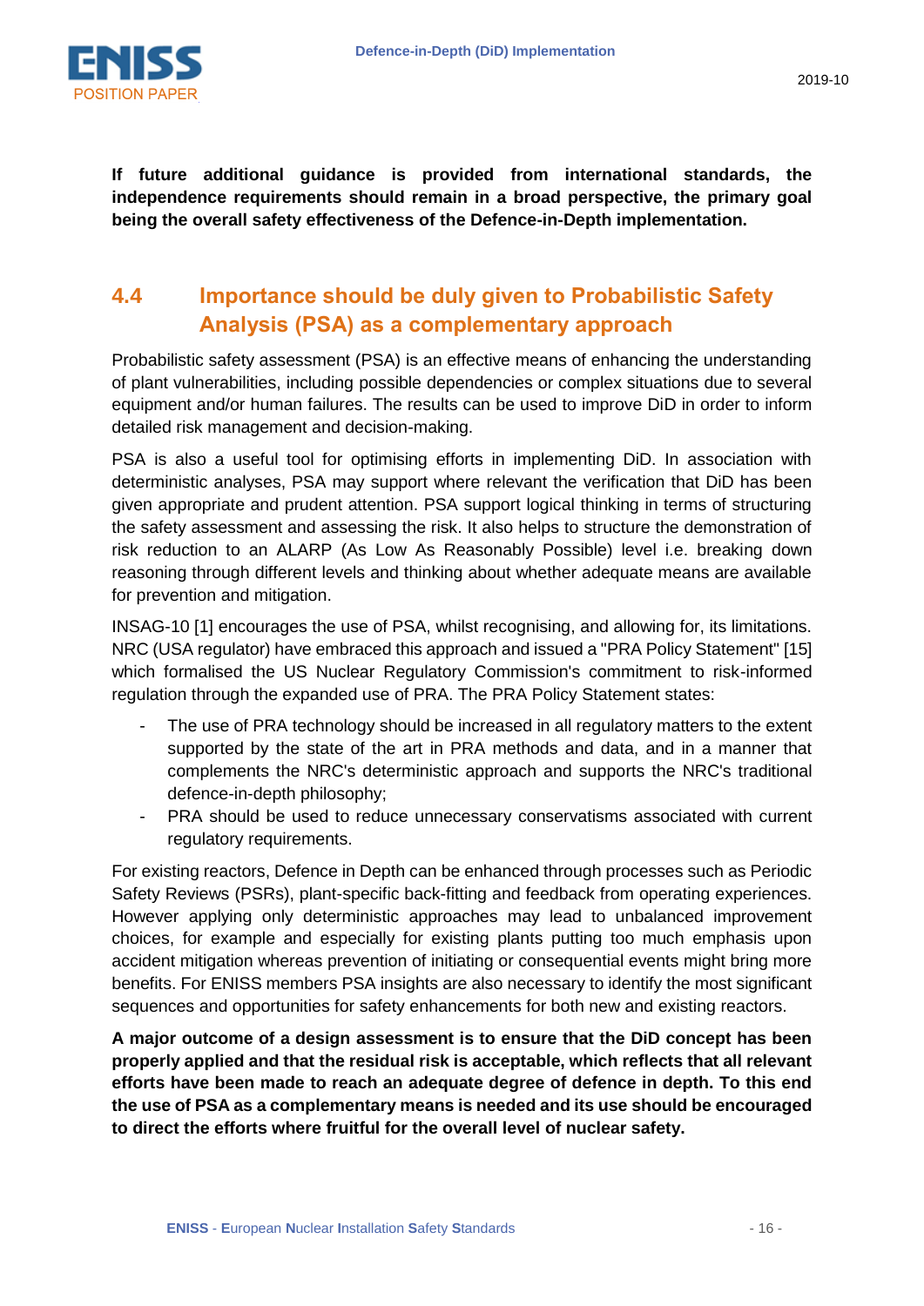**If future additional guidance is provided from international standards, the independence requirements should remain in a broad perspective, the primary goal being the overall safety effectiveness of the Defence-in-Depth implementation.**

## 4.4 Importance should be duly given to Probabilistic Safety Analysis (PSA) as a complementary approach

Probabilistic safety assessment (PSA) is an effective means of enhancing the understanding of plant vulnerabilities, including possible dependencies or complex situations due to several equipment and/or human failures. The results can be used to improve DiD in order to inform detailed risk management and decision-making.

PSA is also a useful tool for optimising efforts in implementing DiD. In association with deterministic analyses, PSA may support where relevant the verification that DiD has been given appropriate and prudent attention. PSA support logical thinking in terms of structuring the safety assessment and assessing the risk. It also helps to structure the demonstration of risk reduction to an ALARP (As Low As Reasonably Possible) level i.e. breaking down reasoning through different levels and thinking about whether adequate means are available for prevention and mitigation.

INSAG-10 [1] encourages the use of PSA, whilst recognising, and allowing for, its limitations. NRC (USA regulator) have embraced this approach and issued a "PRA Policy Statement" [15] which formalised the US Nuclear Regulatory Commission's commitment to risk-informed regulation through the expanded use of PRA. The PRA Policy Statement states:

- The use of PRA technology should be increased in all regulatory matters to the extent supported by the state of the art in PRA methods and data, and in a manner that complements the NRC's deterministic approach and supports the NRC's traditional defence-in-depth philosophy;
- PRA should be used to reduce unnecessary conservatisms associated with current regulatory requirements.

For existing reactors, Defence in Depth can be enhanced through processes such as Periodic Safety Reviews (PSRs), plant-specific back-fitting and feedback from operating experiences. However applying only deterministic approaches may lead to unbalanced improvement choices, for example and especially for existing plants putting too much emphasis upon accident mitigation whereas prevention of initiating or consequential events might bring more benefits. For ENISS members PSA insights are also necessary to identify the most significant sequences and opportunities for safety enhancements for both new and existing reactors.

**A major outcome of a design assessment is to ensure that the DiD concept has been properly applied and that the residual risk is acceptable, which reflects that all relevant efforts have been made to reach an adequate degree of defence in depth. To this end the use of PSA as a complementary means is needed and its use should be encouraged to direct the efforts where fruitful for the overall level of nuclear safety.**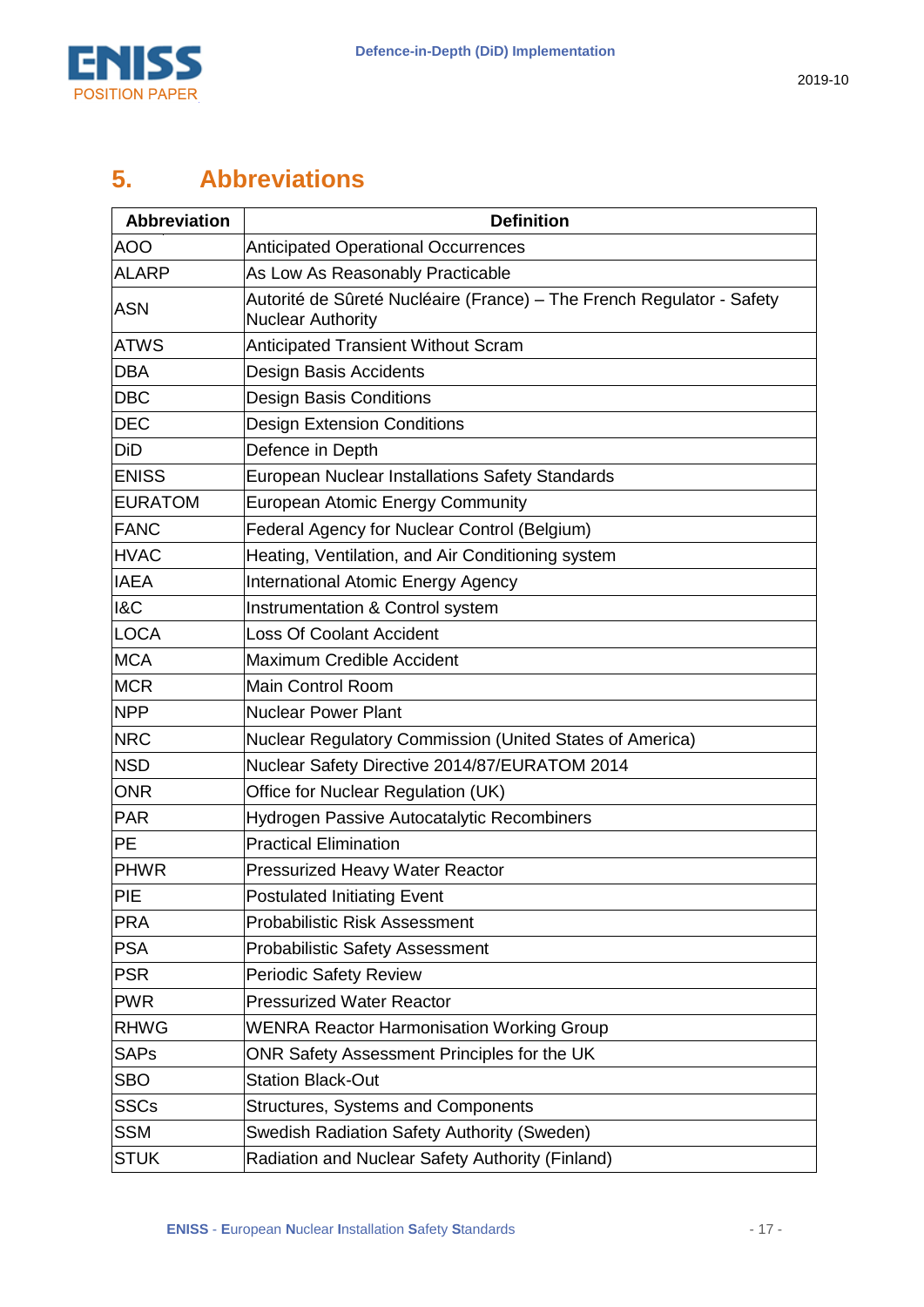# 5. Abbreviations

| Abbreviation | Definition |
|---|---|
| AOO | Anticipated Operational Occurrences |
| ALARP | As Low As Reasonably Practicable |
| ASN | Autorité de Sûreté Nucléaire (France) – The French Regulator - Safety Nuclear Authority |
| ATWS | Anticipated Transient Without Scram |
| DBA | Design Basis Accidents |
| DBC | Design Basis Conditions |
| DEC | Design Extension Conditions |
| DiD | Defence in Depth |
| ENISS | European Nuclear Installations Safety Standards |
| EURATOM | European Atomic Energy Community |
| FANC | Federal Agency for Nuclear Control (Belgium) |
| HVAC | Heating, Ventilation, and Air Conditioning system |
| IAEA | International Atomic Energy Agency |
| I&C | Instrumentation & Control system |
| LOCA | Loss Of Coolant Accident |
| MCA | Maximum Credible Accident |
| MCR | Main Control Room |
| NPP | Nuclear Power Plant |
| NRC | Nuclear Regulatory Commission (United States of America) |
| NSD | Nuclear Safety Directive 2014/87/EURATOM 2014 |
| ONR | Office for Nuclear Regulation (UK) |
| PAR | Hydrogen Passive Autocatalytic Recombiners |
| PE | Practical Elimination |
| PHWR | Pressurized Heavy Water Reactor |
| PIE | Postulated Initiating Event |
| PRA | Probabilistic Risk Assessment |
| PSA | Probabilistic Safety Assessment |
| PSR | Periodic Safety Review |
| PWR | Pressurized Water Reactor |
| RHWG | WENRA Reactor Harmonisation Working Group |
| SAPs | ONR Safety Assessment Principles for the UK |
| SBO | Station Black-Out |
| SSCs | Structures, Systems and Components |
| SSM | Swedish Radiation Safety Authority (Sweden) |
| STUK | Radiation and Nuclear Safety Authority (Finland) |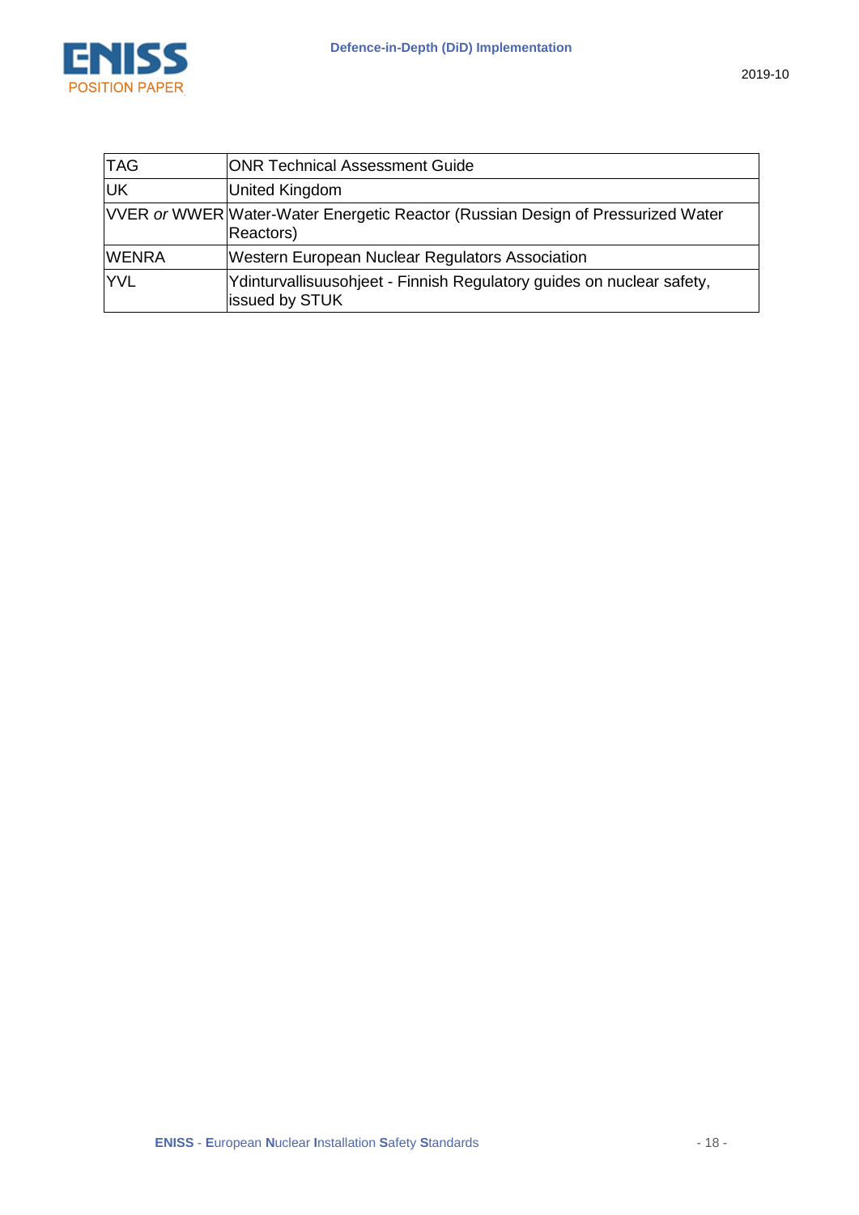| | |
|---|---|
| TAG | ONR Technical Assessment Guide |
| UK | United Kingdom |
| VVER *or* WWER | Water-Water Energetic Reactor (Russian Design of Pressurized Water Reactors) |
| WENRA | Western European Nuclear Regulators Association |
| YVL | Ydinturvallisuusohjeet - Finnish Regulatory guides on nuclear safety, issued by STUK |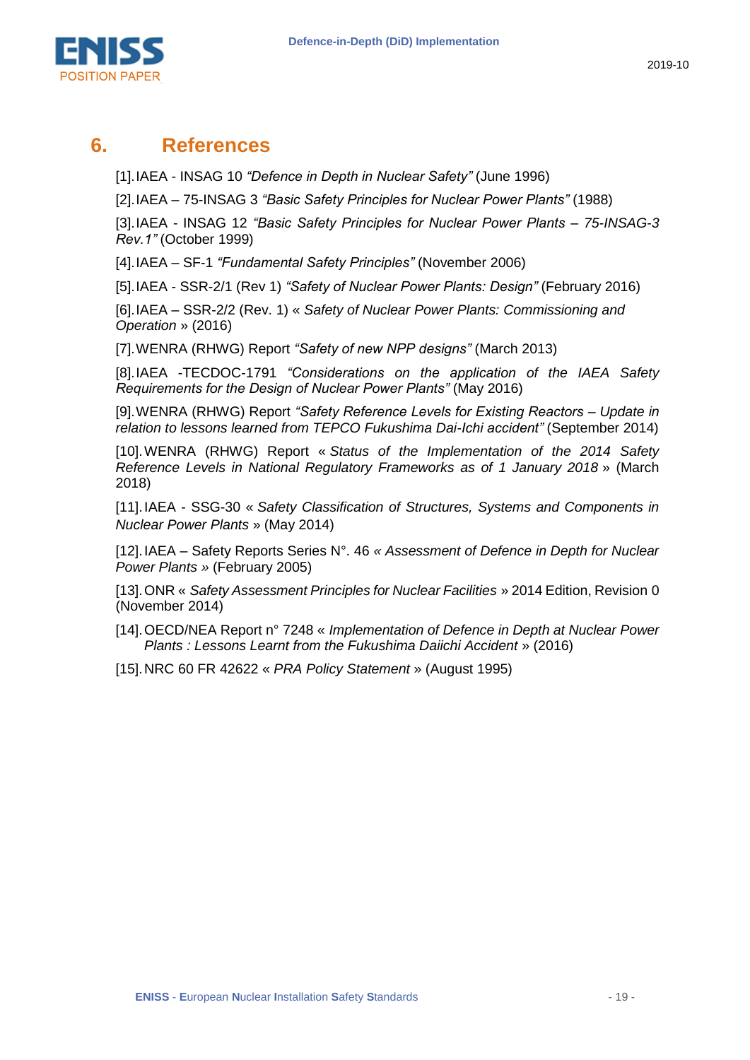# 6. References

[1]. IAEA - INSAG 10 *"Defence in Depth in Nuclear Safety"* (June 1996)

[2]. IAEA – 75-INSAG 3 *"Basic Safety Principles for Nuclear Power Plants"* (1988)

[3]. IAEA - INSAG 12 *"Basic Safety Principles for Nuclear Power Plants – 75-INSAG-3 Rev.1"* (October 1999)

[4]. IAEA – SF-1 *"Fundamental Safety Principles"* (November 2006)

[5]. IAEA - SSR-2/1 (Rev 1) *"Safety of Nuclear Power Plants: Design"* (February 2016)

[6]. IAEA – SSR-2/2 (Rev. 1) « *Safety of Nuclear Power Plants: Commissioning and Operation* » (2016)

[7]. WENRA (RHWG) Report *"Safety of new NPP designs"* (March 2013)

[8]. IAEA -TECDOC-1791 *"Considerations on the application of the IAEA Safety Requirements for the Design of Nuclear Power Plants"* (May 2016)

[9]. WENRA (RHWG) Report *"Safety Reference Levels for Existing Reactors – Update in relation to lessons learned from TEPCO Fukushima Dai-Ichi accident"* (September 2014)

[10]. WENRA (RHWG) Report « *Status of the Implementation of the 2014 Safety Reference Levels in National Regulatory Frameworks as of 1 January 2018* » (March 2018)

[11]. IAEA - SSG-30 « *Safety Classification of Structures, Systems and Components in Nuclear Power Plants* » (May 2014)

[12]. IAEA – Safety Reports Series N°. 46 *« Assessment of Defence in Depth for Nuclear Power Plants »* (February 2005)

[13]. ONR « *Safety Assessment Principles for Nuclear Facilities* » 2014 Edition, Revision 0 (November 2014)

[14]. OECD/NEA Report n° 7248 « *Implementation of Defence in Depth at Nuclear Power Plants : Lessons Learnt from the Fukushima Daiichi Accident* » (2016)

[15]. NRC 60 FR 42622 « *PRA Policy Statement* » (August 1995)